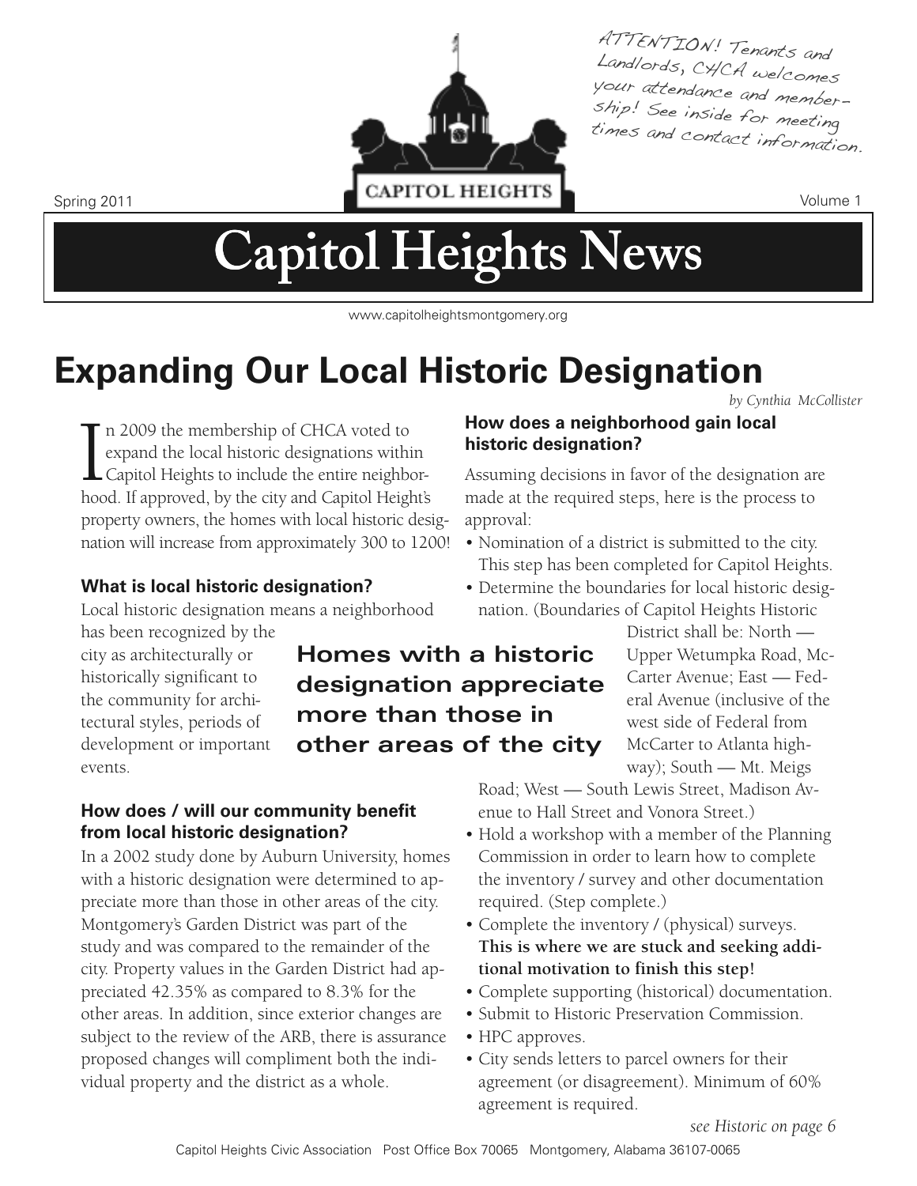ATTENTION! Tenants and Landlords, CHCA welcomes your attendance and membership! See inside for meeting times and contact information.

Spring 2011

Volume 1

# Capitol Heights News

www.capitolheightsmontgomery.org

## Expanding Our Local Historic Designation

*by Cynthia McCollister*

In 2009 the membership of CHCA voted to expand the local historic designations within Capitol Heights to include the entire neighborhood. If approved, by the city and Capitol Height's property owners, the homes with local historic designation will increase from approximately 300 to 1200!

### What is local historic designation?

Local historic designation means a neighborhood has been recognized by the city as architecturally or historically significant to the community for architectural styles, periods of development or important events.

**Homes with a historic designation appreciate more than those in other areas of the city**

### How does / will our community benefit from local historic designation?

In a 2002 study done by Auburn University, homes with a historic designation were determined to appreciate more than those in other areas of the city. Montgomery's Garden District was part of the study and was compared to the remainder of the city. Property values in the Garden District had appreciated 42.35% as compared to 8.3% for the other areas. In addition, since exterior changes are subject to the review of the ARB, there is assurance proposed changes will compliment both the individual property and the district as a whole.

### How does a neighborhood gain local historic designation?

Assuming decisions in favor of the designation are made at the required steps, here is the process to approval:

- Nomination of a district is submitted to the city. This step has been completed for Capitol Heights.
- Determine the boundaries for local historic designation. (Boundaries of Capitol Heights Historic District shall be: North — Upper Wetumpka Road, McCarter Avenue; East — Federal Avenue (inclusive of the west side of Federal from McCarter to Atlanta highway); South — Mt. Meigs Road; West — South Lewis Street, Madison Avenue to Hall Street and Vonora Street.)
- Hold a workshop with a member of the Planning Commission in order to learn how to complete the inventory / survey and other documentation required. (Step complete.)
- Complete the inventory / (physical) surveys. **This is where we are stuck and seeking additional motivation to finish this step!**
- Complete supporting (historical) documentation.
- Submit to Historic Preservation Commission.
- HPC approves.
- City sends letters to parcel owners for their agreement (or disagreement). Minimum of 60% agreement is required.

*see Historic on page 6*

Capitol Heights Civic Association Post Office Box 70065 Montgomery, Alabama 36107-0065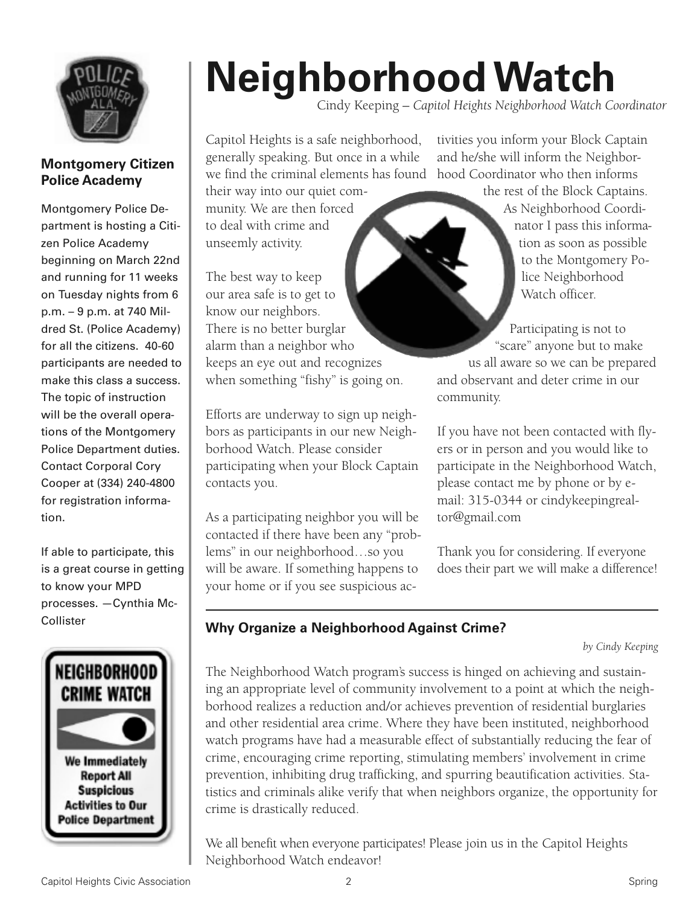# Neighborhood Watch

Cindy Keeping – *Capitol Heights Neighborhood Watch Coordinator*

Capitol Heights is a safe neighborhood, generally speaking. But once in a while we find the criminal elements has found their way into our quiet community. We are then forced to deal with crime and unseemly activity.

The best way to keep our area safe is to get to know our neighbors. There is no better burglar alarm than a neighbor who keeps an eye out and recognizes when something "fishy" is going on.

Efforts are underway to sign up neighbors as participants in our new Neighborhood Watch. Please consider participating when your Block Captain contacts you.

As a participating neighbor you will be contacted if there have been any "problems" in our neighborhood…so you will be aware. If something happens to your home or if you see suspicious activities you inform your Block Captain and he/she will inform the Neighborhood Coordinator who then informs the rest of the Block Captains. As Neighborhood Coordinator I pass this information as soon as possible to the Montgomery Police Neighborhood Watch officer.

Participating is not to "scare" anyone but to make us all aware so we can be prepared and observant and deter crime in our community.

If you have not been contacted with flyers or in person and you would like to participate in the Neighborhood Watch, please contact me by phone or by e-mail: 315-0344 or cindykeepingrealtor@gmail.com

Thank you for considering. If everyone does their part we will make a difference!

## Why Organize a Neighborhood Against Crime?

*by Cindy Keeping*

The Neighborhood Watch program's success is hinged on achieving and sustaining an appropriate level of community involvement to a point at which the neighborhood realizes a reduction and/or achieves prevention of residential burglaries and other residential area crime. Where they have been instituted, neighborhood watch programs have had a measurable effect of substantially reducing the fear of crime, encouraging crime reporting, stimulating members' involvement in crime prevention, inhibiting drug trafficking, and spurring beautification activities. Statistics and criminals alike verify that when neighbors organize, the opportunity for crime is drastically reduced.

We all benefit when everyone participates! Please join us in the Capitol Heights Neighborhood Watch endeavor!

### Montgomery Citizen Police Academy

Montgomery Police Department is hosting a Citizen Police Academy beginning on March 22nd and running for 11 weeks on Tuesday nights from 6 p.m. – 9 p.m. at 740 Mildred St. (Police Academy) for all the citizens. 40-60 participants are needed to make this class a success. The topic of instruction will be the overall operations of the Montgomery Police Department duties. Contact Corporal Cory Cooper at (334) 240-4800 for registration information.

If able to participate, this is a great course in getting to know your MPD processes. —Cynthia McCollister

NEIGHBORHOOD CRIME WATCH

We Immediately Report All Suspicious Activities to Our Police Department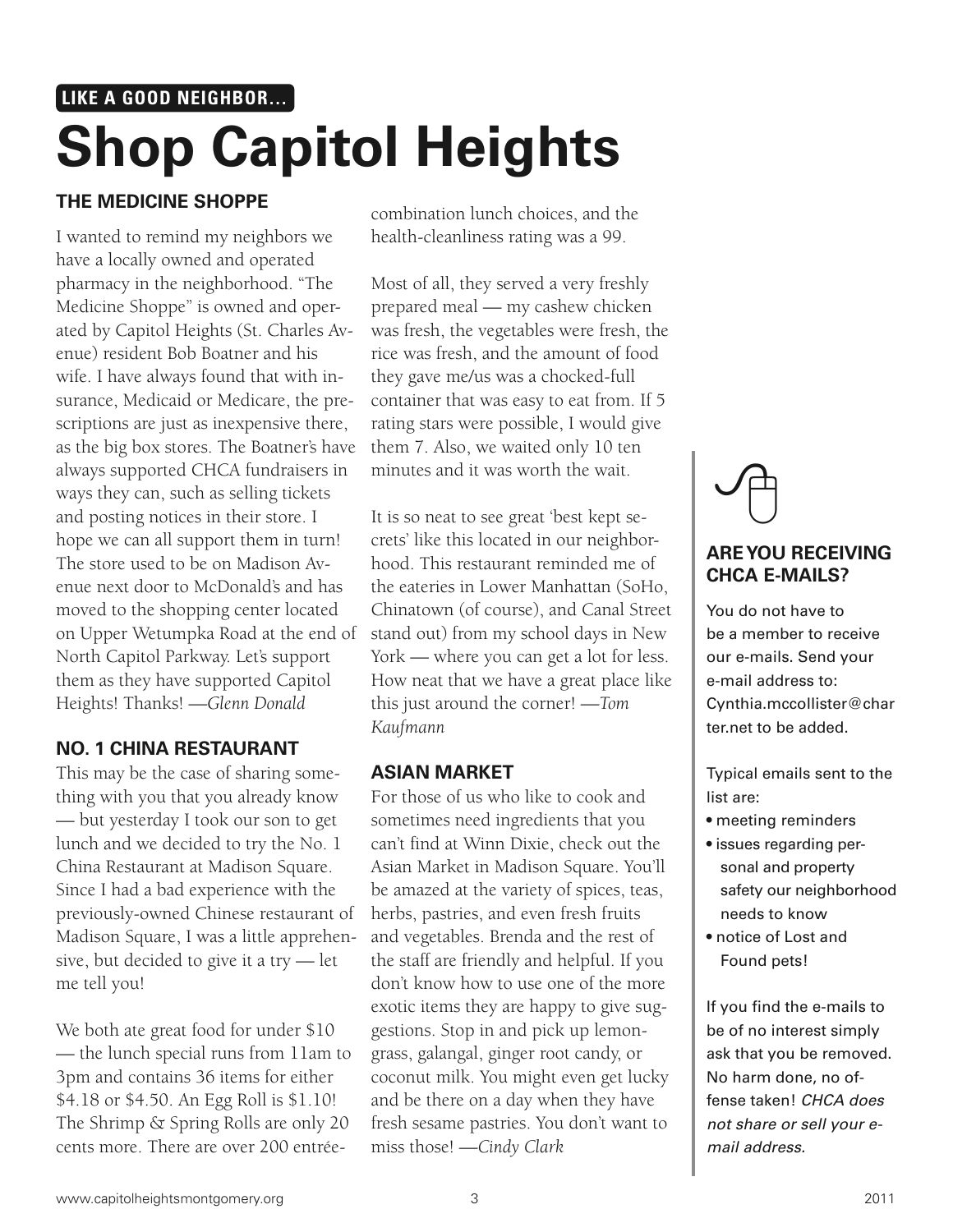**LIKE A GOOD NEIGHBOR...**

# Shop Capitol Heights

### THE MEDICINE SHOPPE

I wanted to remind my neighbors we have a locally owned and operated pharmacy in the neighborhood. "The Medicine Shoppe" is owned and operated by Capitol Heights (St. Charles Avenue) resident Bob Boatner and his wife. I have always found that with insurance, Medicaid or Medicare, the prescriptions are just as inexpensive there, as the big box stores. The Boatner's have always supported CHCA fundraisers in ways they can, such as selling tickets and posting notices in their store. I hope we can all support them in turn! The store used to be on Madison Avenue next door to McDonald's and has moved to the shopping center located on Upper Wetumpka Road at the end of North Capitol Parkway. Let's support them as they have supported Capitol Heights! Thanks! —*Glenn Donald*

### NO. 1 CHINA RESTAURANT

This may be the case of sharing something with you that you already know — but yesterday I took our son to get lunch and we decided to try the No. 1 China Restaurant at Madison Square. Since I had a bad experience with the previously-owned Chinese restaurant of Madison Square, I was a little apprehensive, but decided to give it a try — let me tell you!

We both ate great food for under $10 — the lunch special runs from 11am to 3pm and contains 36 items for either $4.18 or $4.50. An Egg Roll is $1.10! The Shrimp & Spring Rolls are only 20 cents more. There are over 200 entrée-combination lunch choices, and the health-cleanliness rating was a 99.

Most of all, they served a very freshly prepared meal — my cashew chicken was fresh, the vegetables were fresh, the rice was fresh, and the amount of food they gave me/us was a chocked-full container that was easy to eat from. If 5 rating stars were possible, I would give them 7. Also, we waited only 10 ten minutes and it was worth the wait.

It is so neat to see great 'best kept secrets' like this located in our neighborhood. This restaurant reminded me of the eateries in Lower Manhattan (SoHo, Chinatown (of course), and Canal Street stand out) from my school days in New York — where you can get a lot for less. How neat that we have a great place like this just around the corner! —*Tom Kaufmann*

### ASIAN MARKET

For those of us who like to cook and sometimes need ingredients that you can't find at Winn Dixie, check out the Asian Market in Madison Square. You'll be amazed at the variety of spices, teas, herbs, pastries, and even fresh fruits and vegetables. Brenda and the rest of the staff are friendly and helpful. If you don't know how to use one of the more exotic items they are happy to give suggestions. Stop in and pick up lemongrass, galangal, ginger root candy, or coconut milk. You might even get lucky and be there on a day when they have fresh sesame pastries. You don't want to miss those! —*Cindy Clark*

### ARE YOU RECEIVING CHCA E-MAILS?

You do not have to be a member to receive our e-mails. Send your e-mail address to: Cynthia.mccollister@charter.net to be added.

Typical emails sent to the list are:

- meeting reminders
- issues regarding personal and property safety our neighborhood needs to know
- notice of Lost and Found pets!

If you find the e-mails to be of no interest simply ask that you be removed. No harm done, no offense taken! *CHCA does not share or sell your e-mail address.*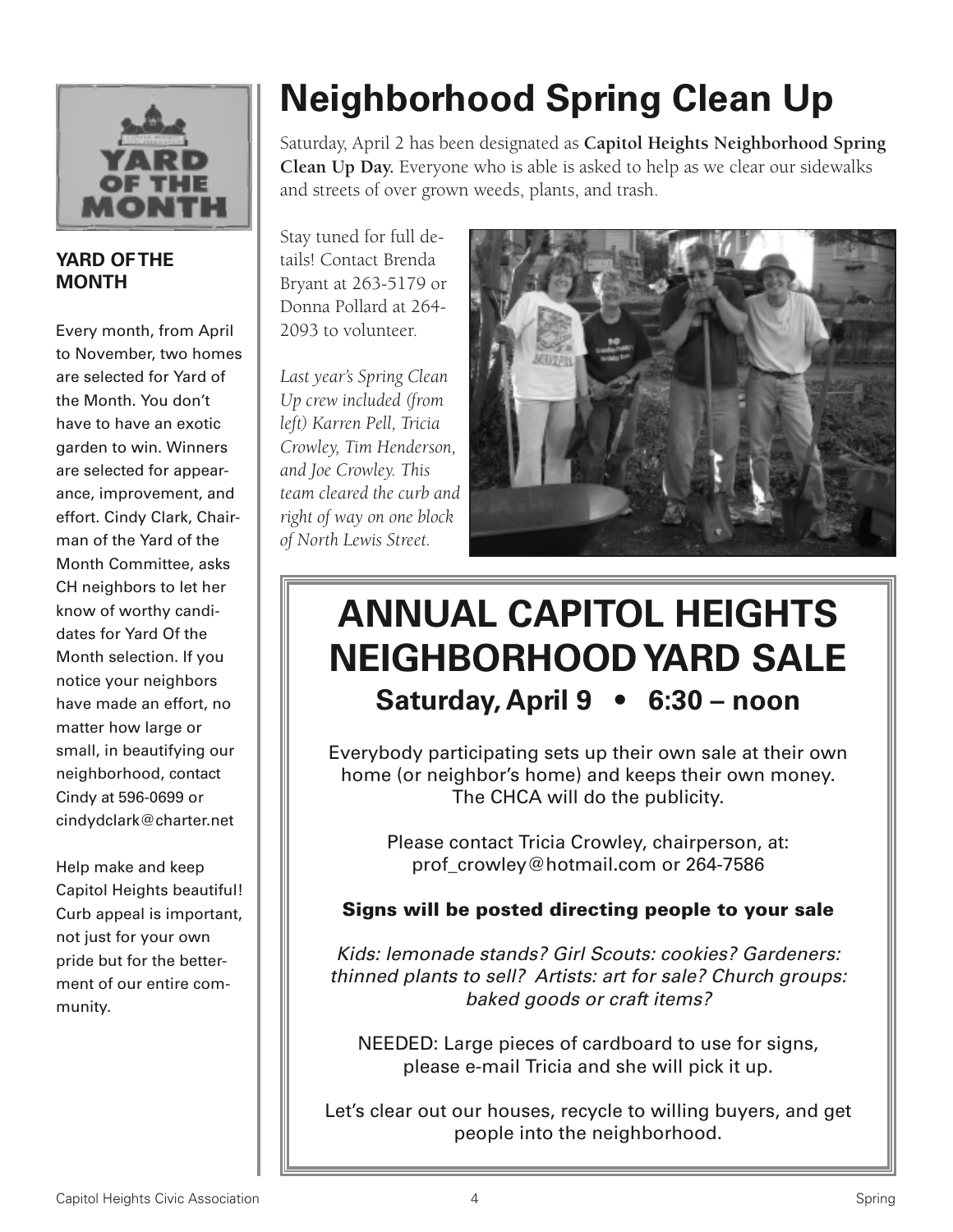# Neighborhood Spring Clean Up

Saturday, April 2 has been designated as **Capitol Heights Neighborhood Spring Clean Up Day.** Everyone who is able is asked to help as we clear our sidewalks and streets of over grown weeds, plants, and trash.

Stay tuned for full details! Contact Brenda Bryant at 263-5179 or Donna Pollard at 264-2093 to volunteer.

*Last year's Spring Clean Up crew included (from left) Karren Pell, Tricia Crowley, Tim Henderson, and Joe Crowley. This team cleared the curb and right of way on one block of North Lewis Street.*

## YARD OF THE MONTH

Every month, from April to November, two homes are selected for Yard of the Month. You don't have to have an exotic garden to win. Winners are selected for appearance, improvement, and effort. Cindy Clark, Chairman of the Yard of the Month Committee, asks CH neighbors to let her know of worthy candidates for Yard Of the Month selection. If you notice your neighbors have made an effort, no matter how large or small, in beautifying our neighborhood, contact Cindy at 596-0699 or cindydclark@charter.net

Help make and keep Capitol Heights beautiful! Curb appeal is important, not just for your own pride but for the betterment of our entire community.

# ANNUAL CAPITOL HEIGHTS NEIGHBORHOOD YARD SALE

## Saturday, April 9 • 6:30 – noon

Everybody participating sets up their own sale at their own home (or neighbor's home) and keeps their own money. The CHCA will do the publicity.

Please contact Tricia Crowley, chairperson, at: prof_crowley@hotmail.com or 264-7586

**Signs will be posted directing people to your sale**

*Kids: lemonade stands? Girl Scouts: cookies? Gardeners: thinned plants to sell? Artists: art for sale? Church groups: baked goods or craft items?*

NEEDED: Large pieces of cardboard to use for signs, please e-mail Tricia and she will pick it up.

Let's clear out our houses, recycle to willing buyers, and get people into the neighborhood.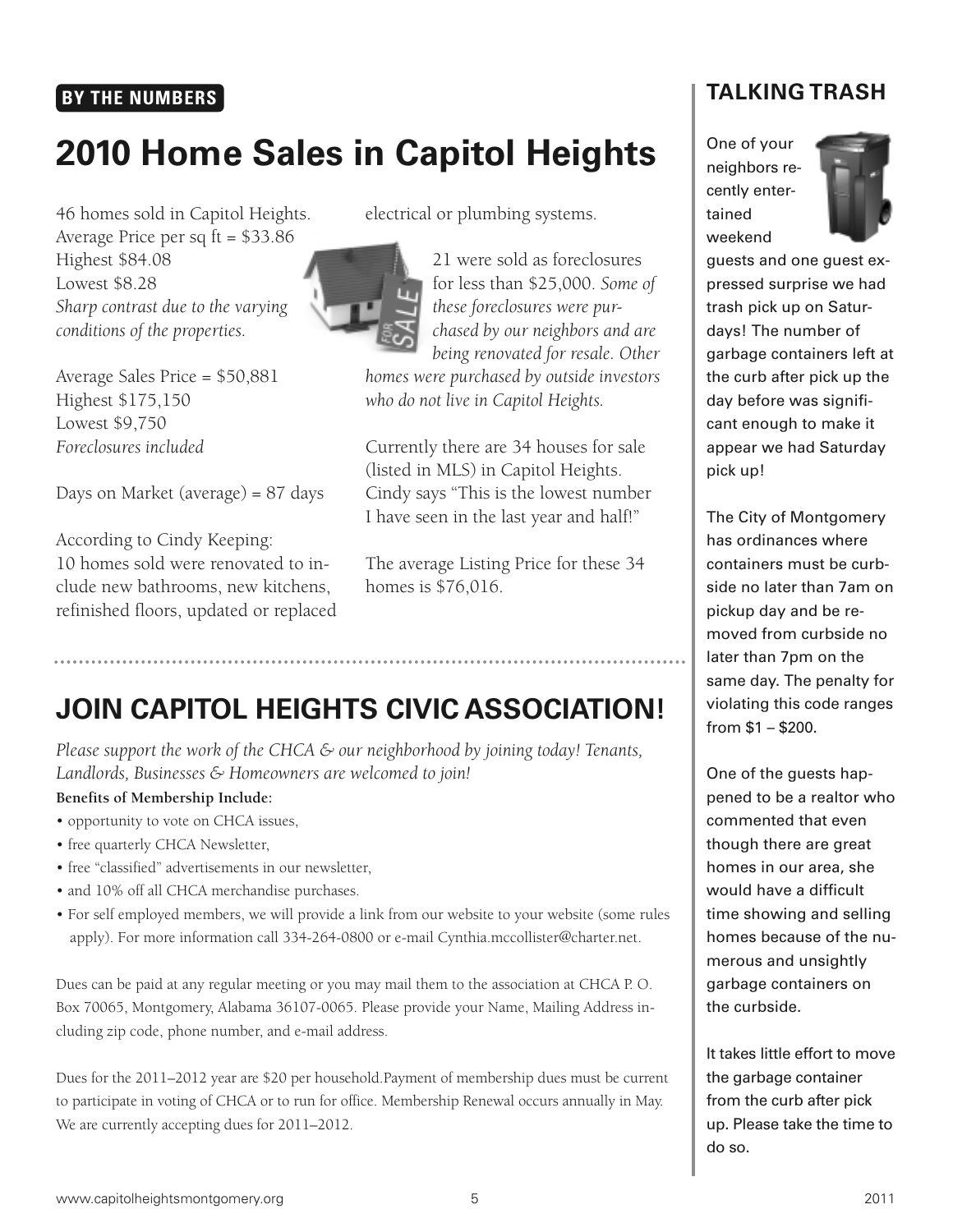**BY THE NUMBERS**

# 2010 Home Sales in Capitol Heights

46 homes sold in Capitol Heights.
Average Price per sq ft = $33.86
Highest $84.08
Lowest $8.28
*Sharp contrast due to the varying conditions of the properties.*

Average Sales Price = $50,881
Highest $175,150
Lowest $9,750
*Foreclosures included*

Days on Market (average) = 87 days

According to Cindy Keeping:
10 homes sold were renovated to include new bathrooms, new kitchens, refinished floors, updated or replaced electrical or plumbing systems.

21 were sold as foreclosures for less than $25,000. *Some of these foreclosures were purchased by our neighbors and are being renovated for resale. Other homes were purchased by outside investors who do not live in Capitol Heights.*

Currently there are 34 houses for sale (listed in MLS) in Capitol Heights. Cindy says "This is the lowest number I have seen in the last year and half!"

The average Listing Price for these 34 homes is $76,016.

# JOIN CAPITOL HEIGHTS CIVIC ASSOCIATION!

*Please support the work of the CHCA & our neighborhood by joining today! Tenants, Landlords, Businesses & Homeowners are welcomed to join!*

**Benefits of Membership Include:**

- opportunity to vote on CHCA issues,
- free quarterly CHCA Newsletter,
- free "classified" advertisements in our newsletter,
- and 10% off all CHCA merchandise purchases.
- For self employed members, we will provide a link from our website to your website (some rules apply). For more information call 334-264-0800 or e-mail Cynthia.mccollister@charter.net.

Dues can be paid at any regular meeting or you may mail them to the association at CHCA P. O. Box 70065, Montgomery, Alabama 36107-0065. Please provide your Name, Mailing Address including zip code, phone number, and e-mail address.

Dues for the 2011–2012 year are $20 per household.Payment of membership dues must be current to participate in voting of CHCA or to run for office. Membership Renewal occurs annually in May. We are currently accepting dues for 2011–2012.

## TALKING TRASH

One of your neighbors recently entertained weekend guests and one guest expressed surprise we had trash pick up on Saturdays! The number of garbage containers left at the curb after pick up the day before was significant enough to make it appear we had Saturday pick up!

The City of Montgomery has ordinances where containers must be curbside no later than 7am on pickup day and be removed from curbside no later than 7pm on the same day. The penalty for violating this code ranges from $1 – $200.

One of the guests happened to be a realtor who commented that even though there are great homes in our area, she would have a difficult time showing and selling homes because of the numerous and unsightly garbage containers on the curbside.

It takes little effort to move the garbage container from the curb after pick up. Please take the time to do so.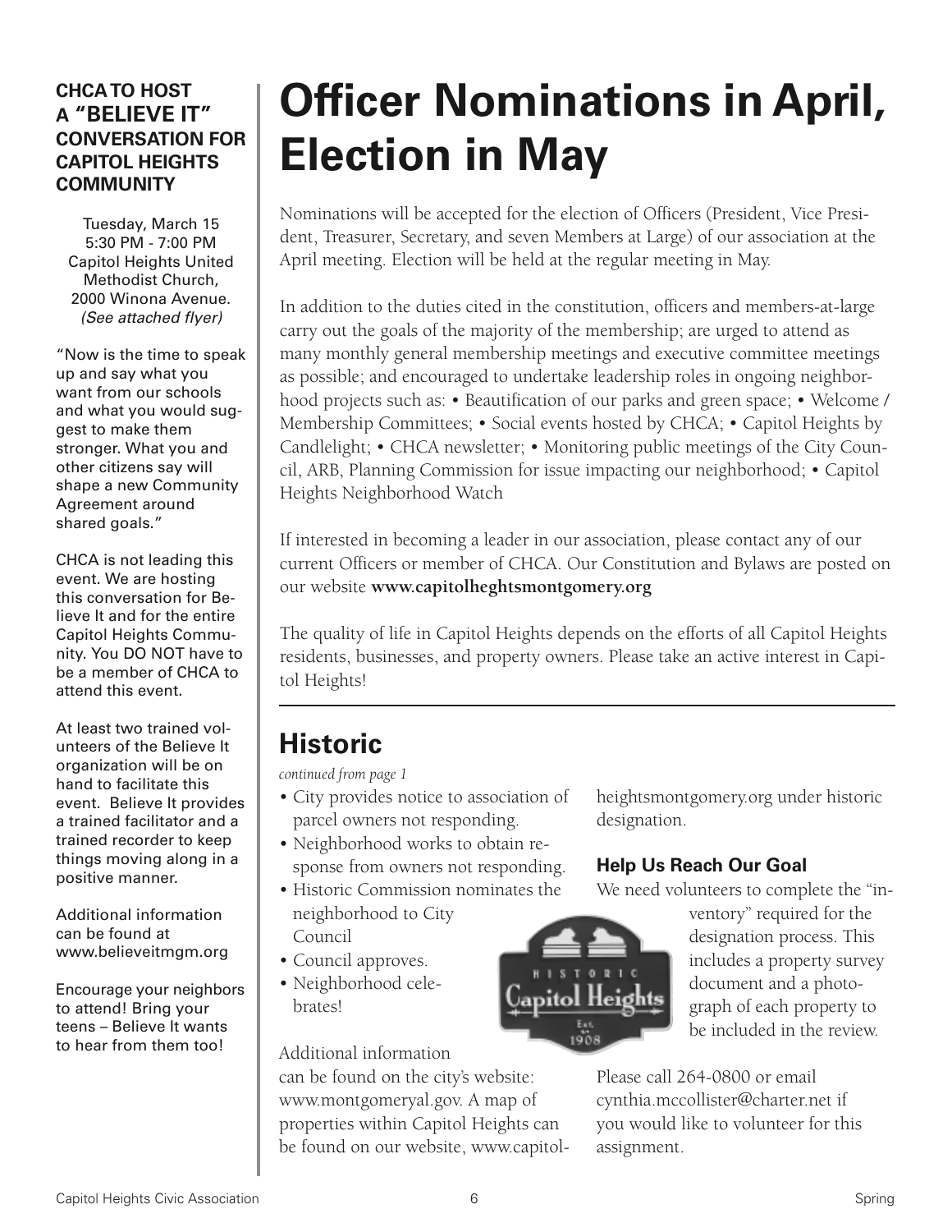### CHCA TO HOST A "BELIEVE IT" CONVERSATION FOR CAPITOL HEIGHTS COMMUNITY

Tuesday, March 15
5:30 PM - 7:00 PM
Capitol Heights United Methodist Church,
2000 Winona Avenue.
*(See attached flyer)*

"Now is the time to speak up and say what you want from our schools and what you would suggest to make them stronger. What you and other citizens say will shape a new Community Agreement around shared goals."

CHCA is not leading this event. We are hosting this conversation for Believe It and for the entire Capitol Heights Community. You DO NOT have to be a member of CHCA to attend this event.

At least two trained volunteers of the Believe It organization will be on hand to facilitate this event. Believe It provides a trained facilitator and a trained recorder to keep things moving along in a positive manner.

Additional information can be found at www.believeitmgm.org

Encourage your neighbors to attend! Bring your teens – Believe It wants to hear from them too!

# Officer Nominations in April, Election in May

Nominations will be accepted for the election of Officers (President, Vice President, Treasurer, Secretary, and seven Members at Large) of our association at the April meeting. Election will be held at the regular meeting in May.

In addition to the duties cited in the constitution, officers and members-at-large carry out the goals of the majority of the membership; are urged to attend as many monthly general membership meetings and executive committee meetings as possible; and encouraged to undertake leadership roles in ongoing neighborhood projects such as: • Beautification of our parks and green space; • Welcome / Membership Committees; • Social events hosted by CHCA; • Capitol Heights by Candlelight; • CHCA newsletter; • Monitoring public meetings of the City Council, ARB, Planning Commission for issue impacting our neighborhood; • Capitol Heights Neighborhood Watch

If interested in becoming a leader in our association, please contact any of our current Officers or member of CHCA. Our Constitution and Bylaws are posted on our website **www.capitolheghtsmontgomery.org**

The quality of life in Capitol Heights depends on the efforts of all Capitol Heights residents, businesses, and property owners. Please take an active interest in Capitol Heights!

## Historic

*continued from page 1*

- City provides notice to association of parcel owners not responding.
- Neighborhood works to obtain response from owners not responding.
- Historic Commission nominates the neighborhood to City Council
- Council approves.
- Neighborhood celebrates!

Additional information can be found on the city's website: www.montgomeryal.gov. A map of properties within Capitol Heights can be found on our website, www.capitolheightsmontgomery.org under historic designation.

### Help Us Reach Our Goal

We need volunteers to complete the "inventory" required for the designation process. This includes a property survey document and a photograph of each property to be included in the review.

Please call 264-0800 or email cynthia.mccollister@charter.net if you would like to volunteer for this assignment.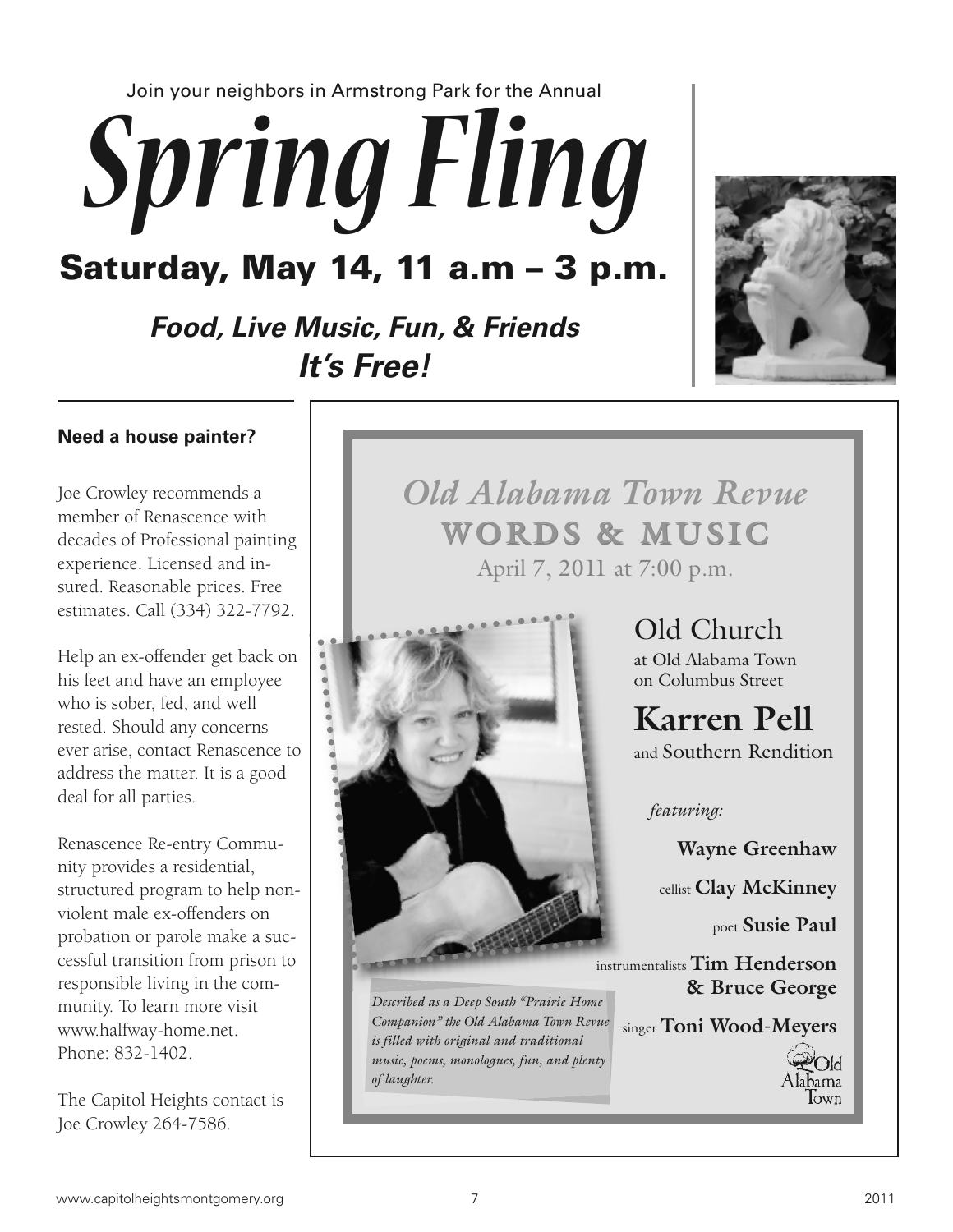Join your neighbors in Armstrong Park for the Annual

# *Spring Fling*

## Saturday, May 14, 11 a.m – 3 p.m.

***Food, Live Music, Fun, & Friends***

***It's Free!***

**Need a house painter?**

Joe Crowley recommends a member of Renascence with decades of Professional painting experience. Licensed and insured. Reasonable prices. Free estimates. Call (334) 322-7792.

Help an ex-offender get back on his feet and have an employee who is sober, fed, and well rested. Should any concerns ever arise, contact Renascence to address the matter. It is a good deal for all parties.

Renascence Re-entry Community provides a residential, structured program to help non-violent male ex-offenders on probation or parole make a successful transition from prison to responsible living in the community. To learn more visit www.halfway-home.net. Phone: 832-1402.

The Capitol Heights contact is Joe Crowley 264-7586.

*Old Alabama Town Revue*

**WORDS & MUSIC**

April 7, 2011 at 7:00 p.m.

Old Church
at Old Alabama Town
on Columbus Street

**Karren Pell**
and Southern Rendition

*featuring:*

**Wayne Greenhaw**

cellist **Clay McKinney**

poet **Susie Paul**

instrumentalists **Tim Henderson & Bruce George**

singer **Toni Wood-Meyers**

*Described as a Deep South "Prairie Home Companion" the Old Alabama Town Revue is filled with original and traditional music, poems, monologues, fun, and plenty of laughter.*

Old Alabama Town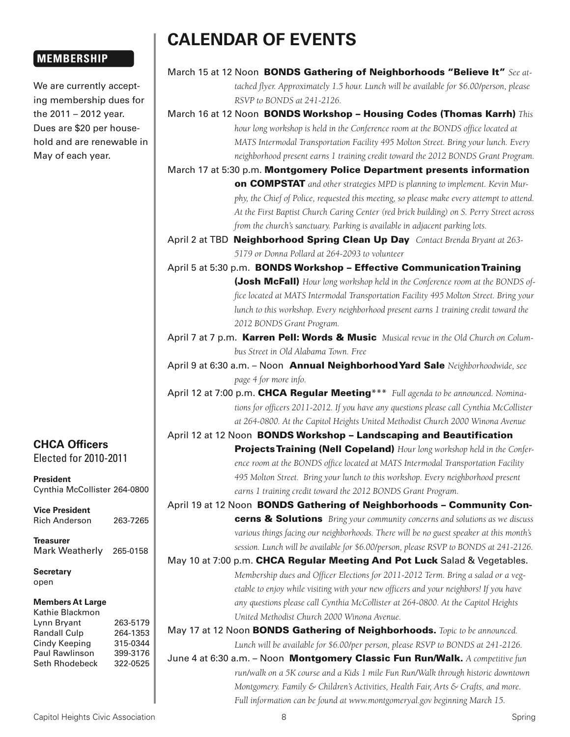## MEMBERSHIP

We are currently accepting membership dues for the 2011 – 2012 year. Dues are $20 per household and are renewable in May of each year.

### CHCA Officers

Elected for 2010-2011

**President**
Cynthia McCollister 264-0800

**Vice President**
Rich Anderson 263-7265

**Treasurer**
Mark Weatherly 265-0158

**Secretary**
open

**Members At Large**

| | |
|---|---|
| Kathie Blackmon | |
| Lynn Bryant | 263-5179 |
| Randall Culp | 264-1353 |
| Cindy Keeping | 315-0344 |
| Paul Rawlinson | 399-3176 |
| Seth Rhodebeck | 322-0525 |

# CALENDAR OF EVENTS

March 15 at 12 Noon **BONDS Gathering of Neighborhoods "Believe It"** *See attached flyer. Approximately 1.5 hour. Lunch will be available for $6.00/person, please RSVP to BONDS at 241-2126.*

March 16 at 12 Noon **BONDS Workshop – Housing Codes (Thomas Karrh)** *This hour long workshop is held in the Conference room at the BONDS office located at MATS Intermodal Transportation Facility 495 Molton Street. Bring your lunch. Every neighborhood present earns 1 training credit toward the 2012 BONDS Grant Program.*

March 17 at 5:30 p.m. **Montgomery Police Department presents information on COMPSTAT** *and other strategies MPD is planning to implement. Kevin Murphy, the Chief of Police, requested this meeting, so please make every attempt to attend. At the First Baptist Church Caring Center (red brick building) on S. Perry Street across from the church's sanctuary. Parking is available in adjacent parking lots.*

April 2 at TBD **Neighborhood Spring Clean Up Day** *Contact Brenda Bryant at 263-5179 or Donna Pollard at 264-2093 to volunteer*

April 5 at 5:30 p.m. **BONDS Workshop – Effective Communication Training (Josh McFall)** *Hour long workshop held in the Conference room at the BONDS office located at MATS Intermodal Transportation Facility 495 Molton Street. Bring your lunch to this workshop. Every neighborhood present earns 1 training credit toward the 2012 BONDS Grant Program.*

April 7 at 7 p.m. **Karren Pell: Words & Music** *Musical revue in the Old Church on Columbus Street in Old Alabama Town. Free*

April 9 at 6:30 a.m. – Noon **Annual Neighborhood Yard Sale** *Neighborhoodwide, see page 4 for more info.*

April 12 at 7:00 p.m. **CHCA Regular Meeting*****  *Full agenda to be announced. Nominations for officers 2011-2012. If you have any questions please call Cynthia McCollister at 264-0800. At the Capitol Heights United Methodist Church 2000 Winona Avenue*

April 12 at 12 Noon **BONDS Workshop – Landscaping and Beautification Projects Training (Nell Copeland)** *Hour long workshop held in the Conference room at the BONDS office located at MATS Intermodal Transportation Facility 495 Molton Street. Bring your lunch to this workshop. Every neighborhood present earns 1 training credit toward the 2012 BONDS Grant Program.*

April 19 at 12 Noon **BONDS Gathering of Neighborhoods – Community Concerns & Solutions** *Bring your community concerns and solutions as we discuss various things facing our neighborhoods. There will be no guest speaker at this month's session. Lunch will be available for $6.00/person, please RSVP to BONDS at 241-2126.*

May 10 at 7:00 p.m. **CHCA Regular Meeting And Pot Luck** Salad & Vegetables. *Membership dues and Officer Elections for 2011-2012 Term. Bring a salad or a vegetable to enjoy while visiting with your new officers and your neighbors! If you have any questions please call Cynthia McCollister at 264-0800. At the Capitol Heights United Methodist Church 2000 Winona Avenue.*

May 17 at 12 Noon **BONDS Gathering of Neighborhoods.** *Topic to be announced. Lunch will be available for $6.00/per person, please RSVP to BONDS at 241-2126.*

June 4 at 6:30 a.m. – Noon **Montgomery Classic Fun Run/Walk.** *A competitive fun run/walk on a 5K course and a Kids 1 mile Fun Run/Walk through historic downtown Montgomery. Family & Children's Activities, Health Fair, Arts & Crafts, and more. Full information can be found at www.montgomeryal.gov beginning March 15.*